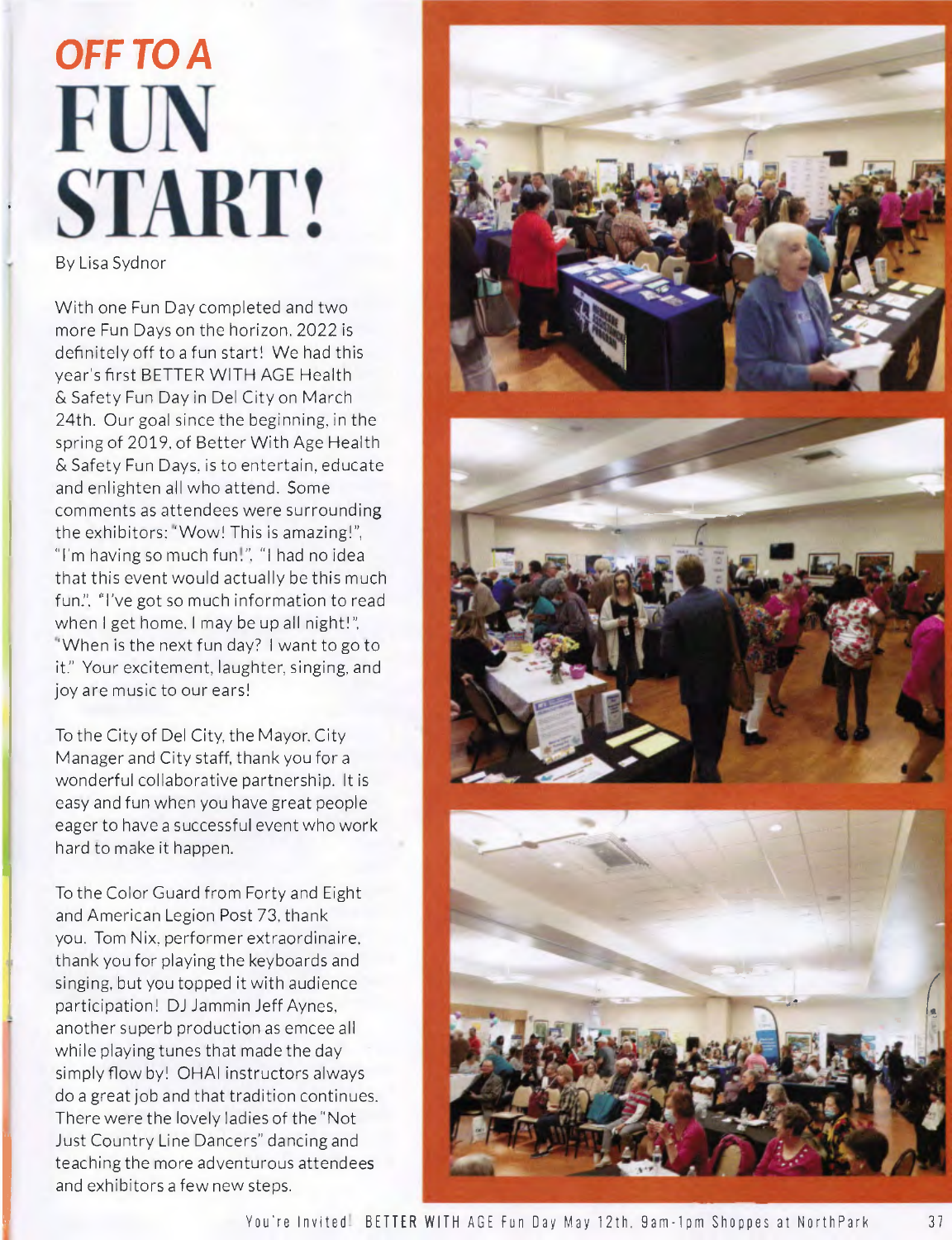# OFF TO A FUN START!

By Lisa Sydnor

With one Fun Day completed and two more Fun Days on the horizon, 2022 is definitely off to a fun start! We had this year's first BETTER WITH AGE Health & Safety Fun Day in Del City on March 24th. Our goal since the beginning, in the spring of 2019, of Better With Age Health & Safety Fun Days, is to entertain, educate and enlighten all who attend. Some comments as attendees were surrounding the exhibitors: "Wow! This is amazing!", "I'm having so much fun!", "I had no idea that this event would actually be this much fun.", "I've got so much information to read when I get home. I may be up all night!", "When is the next fun day? I want to go to it." Your excitement, laughter, singing, and joy are music to our ears!

To the City of Del City, the Mayor, City Manager and City staff, thank you for a wonderful collaborative partnership. It is easy and fun when you have great people eager to have a successful event who work hard to make it happen.

To the Color Guard from Forty and Eight and American Legion Post 73, thank you. Tom Nix, performer extraordinaire, thank you for playing the keyboards and singing, but you topped it with audience participation! DJ Jammin Jeff Aynes, another superb production as emcee all while playing tunes that made the day simply flow by! OHAI instructors always do a great job and that tradition continues. There were the lovely ladies of the "Not Just Country Line Dancers" dancing and teaching the more adventurous attendees and exhibitors a few new steps.

You're Invited! BETTER WITH AGE Fun Day May 12th, 9am-1pm Shoppes at NorthPark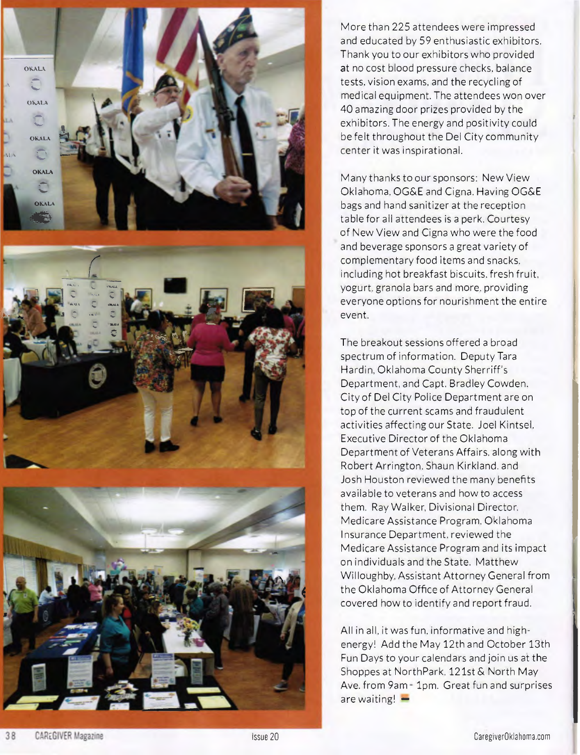More than 225 attendees were impressed and educated by 59 enthusiastic exhibitors. Thank you to our exhibitors who provided at no cost blood pressure checks, balance tests, vision exams, and the recycling of medical equipment. The attendees won over 40 amazing door prizes provided by the exhibitors. The energy and positivity could be felt throughout the Del City community center it was inspirational.

Many thanks to our sponsors: New View Oklahoma, OG&E and Cigna. Having OG&E bags and hand sanitizer at the reception table for all attendees is a perk. Courtesy of New View and Cigna who were the food and beverage sponsors a great variety of complementary food items and snacks, including hot breakfast biscuits, fresh fruit, yogurt, granola bars and more, providing everyone options for nourishment the entire event.

The breakout sessions offered a broad spectrum of information. Deputy Tara Hardin, Oklahoma County Sherriff's Department, and Capt. Bradley Cowden, City of Del City Police Department are on top of the current scams and fraudulent activities affecting our State. Joel Kintsel, Executive Director of the Oklahoma Department of Veterans Affairs, along with Robert Arrington, Shaun Kirkland, and Josh Houston reviewed the many benefits available to veterans and how to access them. Ray Walker, Divisional Director, Medicare Assistance Program, Oklahoma Insurance Department, reviewed the Medicare Assistance Program and its impact on individuals and the State. Matthew Willoughby, Assistant Attorney General from the Oklahoma Office of Attorney General covered how to identify and report fraud.

All in all, it was fun, informative and high-energy! Add the May 12th and October 13th Fun Days to your calendars and join us at the Shoppes at NorthPark, 121st & North May Ave. from 9am - 1pm. Great fun and surprises are waiting!